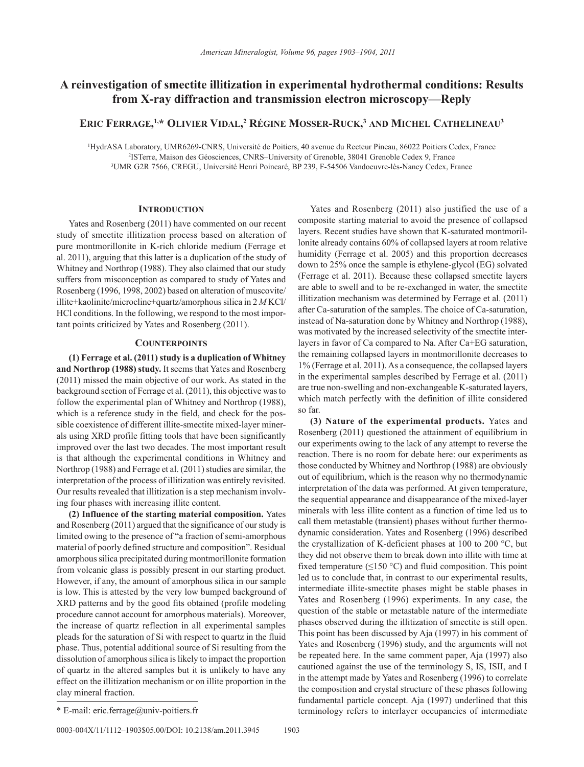# A reinvestigation of smectite illitization in experimental hydrothermal conditions: Results from X-ray diffraction and transmission electron microscopy—Reply

**Eric Ferrage,[1,]* Olivier Vidal,[2] Régine Mosser-Ruck,[3] and Michel Cathelineau[3]**

[1]HydrASA Laboratory, UMR6269-CNRS, Université de Poitiers, 40 avenue du Recteur Pineau, 86022 Poitiers Cedex, France
[2]ISTerre, Maison des Géosciences, CNRS–University of Grenoble, 38041 Grenoble Cedex 9, France
[3]UMR G2R 7566, CREGU, Université Henri Poincaré, BP 239, F-54506 Vandoeuvre-lès-Nancy Cedex, France

## Introduction

Yates and Rosenberg (2011) have commented on our recent study of smectite illitization process based on alteration of pure montmorillonite in K-rich chloride medium (Ferrage et al. 2011), arguing that this latter is a duplication of the study of Whitney and Northrop (1988). They also claimed that our study suffers from misconception as compared to study of Yates and Rosenberg (1996, 1998, 2002) based on alteration of muscovite/illite+kaolinite/microcline+quartz/amorphous silica in 2 *M* KCl/HCl conditions. In the following, we respond to the most important points criticized by Yates and Rosenberg (2011).

## Counterpoints

**(1) Ferrage et al. (2011) study is a duplication of Whitney and Northrop (1988) study.** It seems that Yates and Rosenberg (2011) missed the main objective of our work. As stated in the background section of Ferrage et al. (2011), this objective was to follow the experimental plan of Whitney and Northrop (1988), which is a reference study in the field, and check for the possible coexistence of different illite-smectite mixed-layer minerals using XRD profile fitting tools that have been significantly improved over the last two decades. The most important result is that although the experimental conditions in Whitney and Northrop (1988) and Ferrage et al. (2011) studies are similar, the interpretation of the process of illitization was entirely revisited. Our results revealed that illitization is a step mechanism involving four phases with increasing illite content.

**(2) Influence of the starting material composition.** Yates and Rosenberg (2011) argued that the significance of our study is limited owing to the presence of "a fraction of semi-amorphous material of poorly defined structure and composition". Residual amorphous silica precipitated during montmorillonite formation from volcanic glass is possibly present in our starting product. However, if any, the amount of amorphous silica in our sample is low. This is attested by the very low bumped background of XRD patterns and by the good fits obtained (profile modeling procedure cannot account for amorphous materials). Moreover, the increase of quartz reflection in all experimental samples pleads for the saturation of Si with respect to quartz in the fluid phase. Thus, potential additional source of Si resulting from the dissolution of amorphous silica is likely to impact the proportion of quartz in the altered samples but it is unlikely to have any effect on the illitization mechanism or on illite proportion in the clay mineral fraction.

Yates and Rosenberg (2011) also justified the use of a composite starting material to avoid the presence of collapsed layers. Recent studies have shown that K-saturated montmorillonite already contains 60% of collapsed layers at room relative humidity (Ferrage et al. 2005) and this proportion decreases down to 25% once the sample is ethylene-glycol (EG) solvated (Ferrage et al. 2011). Because these collapsed smectite layers are able to swell and to be re-exchanged in water, the smectite illitization mechanism was determined by Ferrage et al. (2011) after Ca-saturation of the samples. The choice of Ca-saturation, instead of Na-saturation done by Whitney and Northrop (1988), was motivated by the increased selectivity of the smectite interlayers in favor of Ca compared to Na. After Ca+EG saturation, the remaining collapsed layers in montmorillonite decreases to 1% (Ferrage et al. 2011). As a consequence, the collapsed layers in the experimental samples described by Ferrage et al. (2011) are true non-swelling and non-exchangeable K-saturated layers, which match perfectly with the definition of illite considered so far.

**(3) Nature of the experimental products.** Yates and Rosenberg (2011) questioned the attainment of equilibrium in our experiments owing to the lack of any attempt to reverse the reaction. There is no room for debate here: our experiments as those conducted by Whitney and Northrop (1988) are obviously out of equilibrium, which is the reason why no thermodynamic interpretation of the data was performed. At given temperature, the sequential appearance and disappearance of the mixed-layer minerals with less illite content as a function of time led us to call them metastable (transient) phases without further thermodynamic consideration. Yates and Rosenberg (1996) described the crystallization of K-deficient phases at 100 to 200 °C, but they did not observe them to break down into illite with time at fixed temperature (≤150 °C) and fluid composition. This point led us to conclude that, in contrast to our experimental results, intermediate illite-smectite phases might be stable phases in Yates and Rosenberg (1996) experiments. In any case, the question of the stable or metastable nature of the intermediate phases observed during the illitization of smectite is still open. This point has been discussed by Aja (1997) in his comment of Yates and Rosenberg (1996) study, and the arguments will not be repeated here. In the same comment paper, Aja (1997) also cautioned against the use of the terminology S, IS, ISII, and I in the attempt made by Yates and Rosenberg (1996) to correlate the composition and crystal structure of these phases following fundamental particle concept. Aja (1997) underlined that this terminology refers to interlayer occupancies of intermediate

\* E-mail: eric.ferrage@univ-poitiers.fr

0003-004X/11/1112–1903$05.00/DOI: 10.2138/am.2011.3945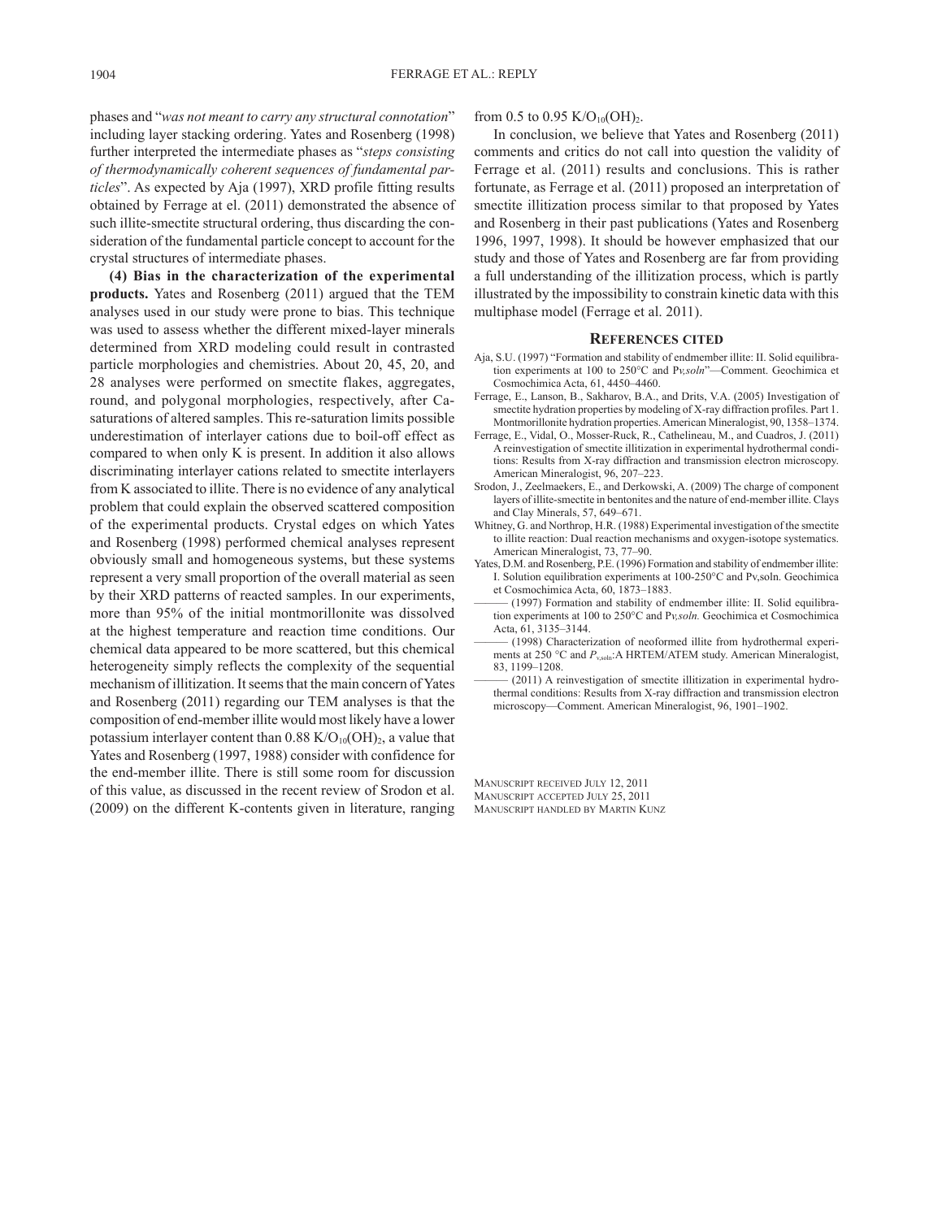phases and "*was not meant to carry any structural connotation*" including layer stacking ordering. Yates and Rosenberg (1998) further interpreted the intermediate phases as "*steps consisting of thermodynamically coherent sequences of fundamental particles*". As expected by Aja (1997), XRD profile fitting results obtained by Ferrage at el. (2011) demonstrated the absence of such illite-smectite structural ordering, thus discarding the consideration of the fundamental particle concept to account for the crystal structures of intermediate phases.

**(4) Bias in the characterization of the experimental products.** Yates and Rosenberg (2011) argued that the TEM analyses used in our study were prone to bias. This technique was used to assess whether the different mixed-layer minerals determined from XRD modeling could result in contrasted particle morphologies and chemistries. About 20, 45, 20, and 28 analyses were performed on smectite flakes, aggregates, round, and polygonal morphologies, respectively, after Ca-saturations of altered samples. This re-saturation limits possible underestimation of interlayer cations due to boil-off effect as compared to when only K is present. In addition it also allows discriminating interlayer cations related to smectite interlayers from K associated to illite. There is no evidence of any analytical problem that could explain the observed scattered composition of the experimental products. Crystal edges on which Yates and Rosenberg (1998) performed chemical analyses represent obviously small and homogeneous systems, but these systems represent a very small proportion of the overall material as seen by their XRD patterns of reacted samples. In our experiments, more than 95% of the initial montmorillonite was dissolved at the highest temperature and reaction time conditions. Our chemical data appeared to be more scattered, but this chemical heterogeneity simply reflects the complexity of the sequential mechanism of illitization. It seems that the main concern of Yates and Rosenberg (2011) regarding our TEM analyses is that the composition of end-member illite would most likely have a lower potassium interlayer content than 0.88 $K/O_{10}(OH)_2$, a value that Yates and Rosenberg (1997, 1988) consider with confidence for the end-member illite. There is still some room for discussion of this value, as discussed in the recent review of Srodon et al. (2009) on the different K-contents given in literature, ranging from 0.5 to 0.95 $K/O_{10}(OH)_2$.

In conclusion, we believe that Yates and Rosenberg (2011) comments and critics do not call into question the validity of Ferrage et al. (2011) results and conclusions. This is rather fortunate, as Ferrage et al. (2011) proposed an interpretation of smectite illitization process similar to that proposed by Yates and Rosenberg in their past publications (Yates and Rosenberg 1996, 1997, 1998). It should be however emphasized that our study and those of Yates and Rosenberg are far from providing a full understanding of the illitization process, which is partly illustrated by the impossibility to constrain kinetic data with this multiphase model (Ferrage et al. 2011).

## References cited

Aja, S.U. (1997) "Formation and stability of endmember illite: II. Solid equilibration experiments at 100 to 250°C and $P_{v,soln}$"—Comment. Geochimica et Cosmochimica Acta, 61, 4450–4460.

Ferrage, E., Lanson, B., Sakharov, B.A., and Drits, V.A. (2005) Investigation of smectite hydration properties by modeling of X-ray diffraction profiles. Part 1. Montmorillonite hydration properties. American Mineralogist, 90, 1358–1374.

Ferrage, E., Vidal, O., Mosser-Ruck, R., Cathelineau, M., and Cuadros, J. (2011) A reinvestigation of smectite illitization in experimental hydrothermal conditions: Results from X-ray diffraction and transmission electron microscopy. American Mineralogist, 96, 207–223.

Srodon, J., Zeelmaekers, E., and Derkowski, A. (2009) The charge of component layers of illite-smectite in bentonites and the nature of end-member illite. Clays and Clay Minerals, 57, 649–671.

Whitney, G. and Northrop, H.R. (1988) Experimental investigation of the smectite to illite reaction: Dual reaction mechanisms and oxygen-isotope systematics. American Mineralogist, 73, 77–90.

Yates, D.M. and Rosenberg, P.E. (1996) Formation and stability of endmember illite: I. Solution equilibration experiments at 100-250°C and Pv,soln. Geochimica et Cosmochimica Acta, 60, 1873–1883.

——— (1997) Formation and stability of endmember illite: II. Solid equilibration experiments at 100 to 250°C and $P_{v,soln}$. Geochimica et Cosmochimica Acta, 61, 3135–3144.

——— (1998) Characterization of neoformed illite from hydrothermal experiments at 250 °C and $P_{v,soln}$: A HRTEM/ATEM study. American Mineralogist, 83, 1199–1208.

——— (2011) A reinvestigation of smectite illitization in experimental hydrothermal conditions: Results from X-ray diffraction and transmission electron microscopy—Comment. American Mineralogist, 96, 1901–1902.

Manuscript received July 12, 2011
Manuscript accepted July 25, 2011
Manuscript handled by Martin Kunz